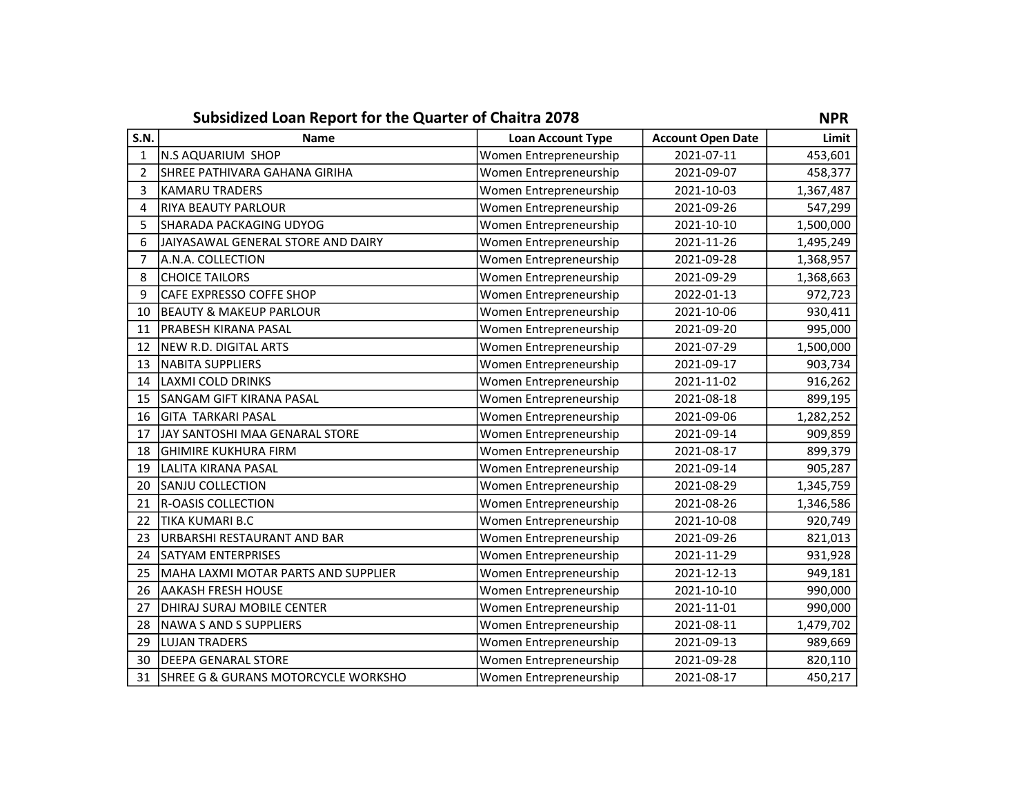## Subsidized Loan Report for the Quarter of Chaitra 2078 NPR

| S.N. | Name | Loan Account Type | Account Open Date | Limit |
|---|---|---|---|---|
| 1 | N.S AQUARIUM SHOP | Women Entrepreneurship | 2021-07-11 | 453,601 |
| 2 | SHREE PATHIVARA GAHANA GIRIHA | Women Entrepreneurship | 2021-09-07 | 458,377 |
| 3 | KAMARU TRADERS | Women Entrepreneurship | 2021-10-03 | 1,367,487 |
| 4 | RIYA BEAUTY PARLOUR | Women Entrepreneurship | 2021-09-26 | 547,299 |
| 5 | SHARADA PACKAGING UDYOG | Women Entrepreneurship | 2021-10-10 | 1,500,000 |
| 6 | JAIYASAWAL GENERAL STORE AND DAIRY | Women Entrepreneurship | 2021-11-26 | 1,495,249 |
| 7 | A.N.A. COLLECTION | Women Entrepreneurship | 2021-09-28 | 1,368,957 |
| 8 | CHOICE TAILORS | Women Entrepreneurship | 2021-09-29 | 1,368,663 |
| 9 | CAFE EXPRESSO COFFE SHOP | Women Entrepreneurship | 2022-01-13 | 972,723 |
| 10 | BEAUTY & MAKEUP PARLOUR | Women Entrepreneurship | 2021-10-06 | 930,411 |
| 11 | PRABESH KIRANA PASAL | Women Entrepreneurship | 2021-09-20 | 995,000 |
| 12 | NEW R.D. DIGITAL ARTS | Women Entrepreneurship | 2021-07-29 | 1,500,000 |
| 13 | NABITA SUPPLIERS | Women Entrepreneurship | 2021-09-17 | 903,734 |
| 14 | LAXMI COLD DRINKS | Women Entrepreneurship | 2021-11-02 | 916,262 |
| 15 | SANGAM GIFT KIRANA PASAL | Women Entrepreneurship | 2021-08-18 | 899,195 |
| 16 | GITA TARKARI PASAL | Women Entrepreneurship | 2021-09-06 | 1,282,252 |
| 17 | JAY SANTOSHI MAA GENARAL STORE | Women Entrepreneurship | 2021-09-14 | 909,859 |
| 18 | GHIMIRE KUKHURA FIRM | Women Entrepreneurship | 2021-08-17 | 899,379 |
| 19 | LALITA KIRANA PASAL | Women Entrepreneurship | 2021-09-14 | 905,287 |
| 20 | SANJU COLLECTION | Women Entrepreneurship | 2021-08-29 | 1,345,759 |
| 21 | R-OASIS COLLECTION | Women Entrepreneurship | 2021-08-26 | 1,346,586 |
| 22 | TIKA KUMARI B.C | Women Entrepreneurship | 2021-10-08 | 920,749 |
| 23 | URBARSHI RESTAURANT AND BAR | Women Entrepreneurship | 2021-09-26 | 821,013 |
| 24 | SATYAM ENTERPRISES | Women Entrepreneurship | 2021-11-29 | 931,928 |
| 25 | MAHA LAXMI MOTAR PARTS AND SUPPLIER | Women Entrepreneurship | 2021-12-13 | 949,181 |
| 26 | AAKASH FRESH HOUSE | Women Entrepreneurship | 2021-10-10 | 990,000 |
| 27 | DHIRAJ SURAJ MOBILE CENTER | Women Entrepreneurship | 2021-11-01 | 990,000 |
| 28 | NAWA S AND S SUPPLIERS | Women Entrepreneurship | 2021-08-11 | 1,479,702 |
| 29 | LUJAN TRADERS | Women Entrepreneurship | 2021-09-13 | 989,669 |
| 30 | DEEPA GENARAL STORE | Women Entrepreneurship | 2021-09-28 | 820,110 |
| 31 | SHREE G & GURANS MOTORCYCLE WORKSHO | Women Entrepreneurship | 2021-08-17 | 450,217 |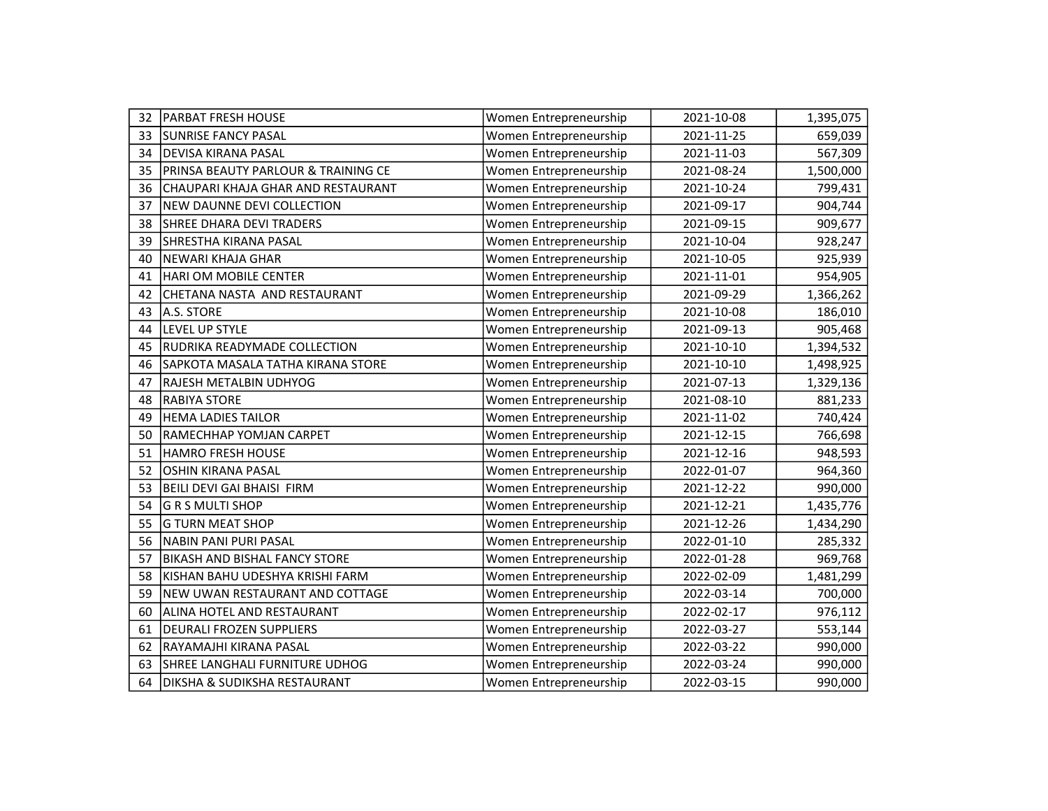| | | | | |
|---|---|---|---|---|
| 32 | PARBAT FRESH HOUSE | Women Entrepreneurship | 2021-10-08 | 1,395,075 |
| 33 | SUNRISE FANCY PASAL | Women Entrepreneurship | 2021-11-25 | 659,039 |
| 34 | DEVISA KIRANA PASAL | Women Entrepreneurship | 2021-11-03 | 567,309 |
| 35 | PRINSA BEAUTY PARLOUR & TRAINING CE | Women Entrepreneurship | 2021-08-24 | 1,500,000 |
| 36 | CHAUPARI KHAJA GHAR AND RESTAURANT | Women Entrepreneurship | 2021-10-24 | 799,431 |
| 37 | NEW DAUNNE DEVI COLLECTION | Women Entrepreneurship | 2021-09-17 | 904,744 |
| 38 | SHREE DHARA DEVI TRADERS | Women Entrepreneurship | 2021-09-15 | 909,677 |
| 39 | SHRESTHA KIRANA PASAL | Women Entrepreneurship | 2021-10-04 | 928,247 |
| 40 | NEWARI KHAJA GHAR | Women Entrepreneurship | 2021-10-05 | 925,939 |
| 41 | HARI OM MOBILE CENTER | Women Entrepreneurship | 2021-11-01 | 954,905 |
| 42 | CHETANA NASTA AND RESTAURANT | Women Entrepreneurship | 2021-09-29 | 1,366,262 |
| 43 | A.S. STORE | Women Entrepreneurship | 2021-10-08 | 186,010 |
| 44 | LEVEL UP STYLE | Women Entrepreneurship | 2021-09-13 | 905,468 |
| 45 | RUDRIKA READYMADE COLLECTION | Women Entrepreneurship | 2021-10-10 | 1,394,532 |
| 46 | SAPKOTA MASALA TATHA KIRANA STORE | Women Entrepreneurship | 2021-10-10 | 1,498,925 |
| 47 | RAJESH METALBIN UDHYOG | Women Entrepreneurship | 2021-07-13 | 1,329,136 |
| 48 | RABIYA STORE | Women Entrepreneurship | 2021-08-10 | 881,233 |
| 49 | HEMA LADIES TAILOR | Women Entrepreneurship | 2021-11-02 | 740,424 |
| 50 | RAMECHHAP YOMJAN CARPET | Women Entrepreneurship | 2021-12-15 | 766,698 |
| 51 | HAMRO FRESH HOUSE | Women Entrepreneurship | 2021-12-16 | 948,593 |
| 52 | OSHIN KIRANA PASAL | Women Entrepreneurship | 2022-01-07 | 964,360 |
| 53 | BEILI DEVI GAI BHAISI FIRM | Women Entrepreneurship | 2021-12-22 | 990,000 |
| 54 | G R S MULTI SHOP | Women Entrepreneurship | 2021-12-21 | 1,435,776 |
| 55 | G TURN MEAT SHOP | Women Entrepreneurship | 2021-12-26 | 1,434,290 |
| 56 | NABIN PANI PURI PASAL | Women Entrepreneurship | 2022-01-10 | 285,332 |
| 57 | BIKASH AND BISHAL FANCY STORE | Women Entrepreneurship | 2022-01-28 | 969,768 |
| 58 | KISHAN BAHU UDESHYA KRISHI FARM | Women Entrepreneurship | 2022-02-09 | 1,481,299 |
| 59 | NEW UWAN RESTAURANT AND COTTAGE | Women Entrepreneurship | 2022-03-14 | 700,000 |
| 60 | ALINA HOTEL AND RESTAURANT | Women Entrepreneurship | 2022-02-17 | 976,112 |
| 61 | DEURALI FROZEN SUPPLIERS | Women Entrepreneurship | 2022-03-27 | 553,144 |
| 62 | RAYAMAJHI KIRANA PASAL | Women Entrepreneurship | 2022-03-22 | 990,000 |
| 63 | SHREE LANGHALI FURNITURE UDHOG | Women Entrepreneurship | 2022-03-24 | 990,000 |
| 64 | DIKSHA & SUDIKSHA RESTAURANT | Women Entrepreneurship | 2022-03-15 | 990,000 |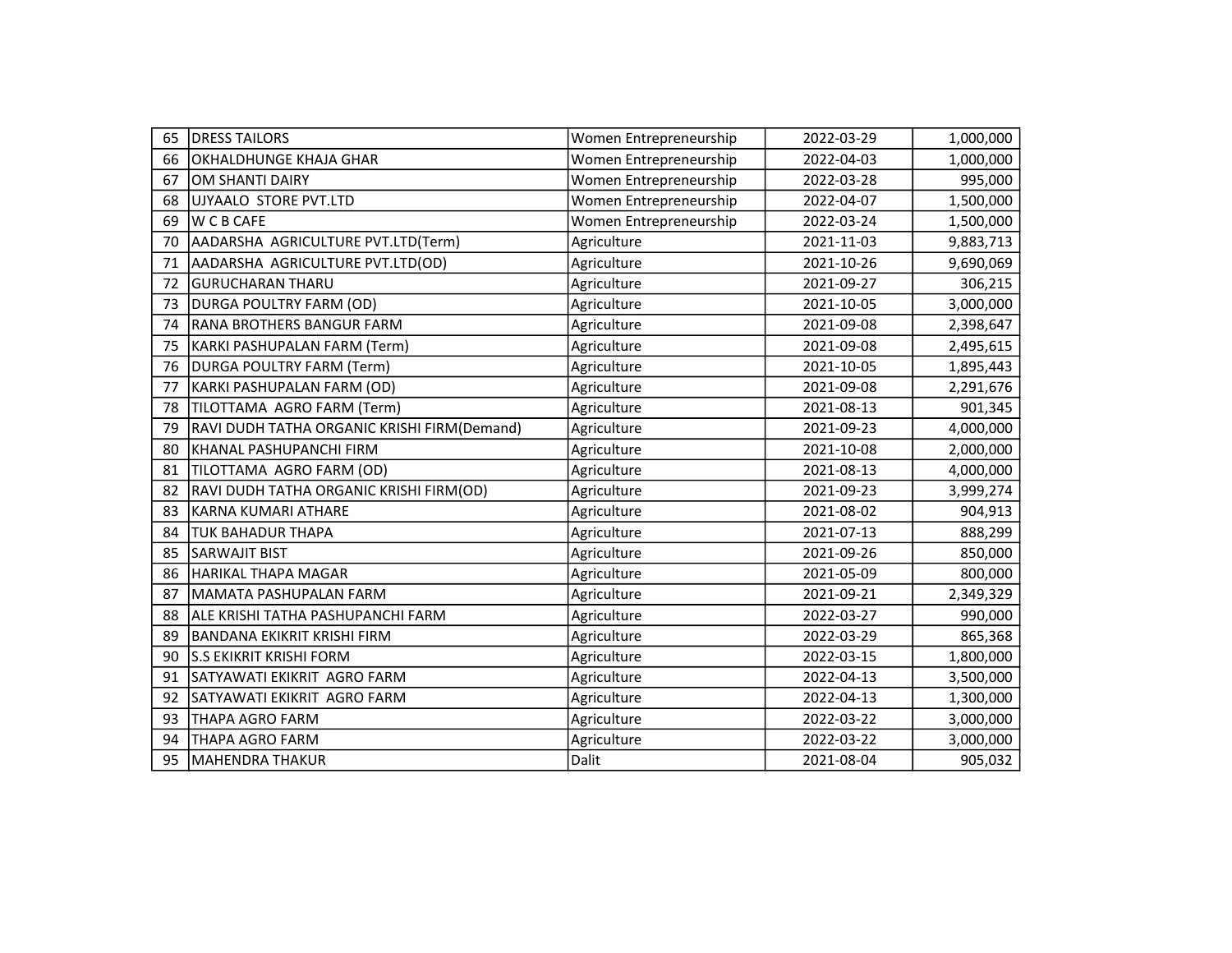| | | | | |
|---|---|---|---|---|
| 65 | DRESS TAILORS | Women Entrepreneurship | 2022-03-29 | 1,000,000 |
| 66 | OKHALDHUNGE KHAJA GHAR | Women Entrepreneurship | 2022-04-03 | 1,000,000 |
| 67 | OM SHANTI DAIRY | Women Entrepreneurship | 2022-03-28 | 995,000 |
| 68 | UJYAALO STORE PVT.LTD | Women Entrepreneurship | 2022-04-07 | 1,500,000 |
| 69 | W C B CAFE | Women Entrepreneurship | 2022-03-24 | 1,500,000 |
| 70 | AADARSHA AGRICULTURE PVT.LTD(Term) | Agriculture | 2021-11-03 | 9,883,713 |
| 71 | AADARSHA AGRICULTURE PVT.LTD(OD) | Agriculture | 2021-10-26 | 9,690,069 |
| 72 | GURUCHARAN THARU | Agriculture | 2021-09-27 | 306,215 |
| 73 | DURGA POULTRY FARM (OD) | Agriculture | 2021-10-05 | 3,000,000 |
| 74 | RANA BROTHERS BANGUR FARM | Agriculture | 2021-09-08 | 2,398,647 |
| 75 | KARKI PASHUPALAN FARM (Term) | Agriculture | 2021-09-08 | 2,495,615 |
| 76 | DURGA POULTRY FARM (Term) | Agriculture | 2021-10-05 | 1,895,443 |
| 77 | KARKI PASHUPALAN FARM (OD) | Agriculture | 2021-09-08 | 2,291,676 |
| 78 | TILOTTAMA AGRO FARM (Term) | Agriculture | 2021-08-13 | 901,345 |
| 79 | RAVI DUDH TATHA ORGANIC KRISHI FIRM(Demand) | Agriculture | 2021-09-23 | 4,000,000 |
| 80 | KHANAL PASHUPANCHI FIRM | Agriculture | 2021-10-08 | 2,000,000 |
| 81 | TILOTTAMA AGRO FARM (OD) | Agriculture | 2021-08-13 | 4,000,000 |
| 82 | RAVI DUDH TATHA ORGANIC KRISHI FIRM(OD) | Agriculture | 2021-09-23 | 3,999,274 |
| 83 | KARNA KUMARI ATHARE | Agriculture | 2021-08-02 | 904,913 |
| 84 | TUK BAHADUR THAPA | Agriculture | 2021-07-13 | 888,299 |
| 85 | SARWAJIT BIST | Agriculture | 2021-09-26 | 850,000 |
| 86 | HARIKAL THAPA MAGAR | Agriculture | 2021-05-09 | 800,000 |
| 87 | MAMATA PASHUPALAN FARM | Agriculture | 2021-09-21 | 2,349,329 |
| 88 | ALE KRISHI TATHA PASHUPANCHI FARM | Agriculture | 2022-03-27 | 990,000 |
| 89 | BANDANA EKIKRIT KRISHI FIRM | Agriculture | 2022-03-29 | 865,368 |
| 90 | S.S EKIKRIT KRISHI FORM | Agriculture | 2022-03-15 | 1,800,000 |
| 91 | SATYAWATI EKIKRIT AGRO FARM | Agriculture | 2022-04-13 | 3,500,000 |
| 92 | SATYAWATI EKIKRIT AGRO FARM | Agriculture | 2022-04-13 | 1,300,000 |
| 93 | THAPA AGRO FARM | Agriculture | 2022-03-22 | 3,000,000 |
| 94 | THAPA AGRO FARM | Agriculture | 2022-03-22 | 3,000,000 |
| 95 | MAHENDRA THAKUR | Dalit | 2021-08-04 | 905,032 |